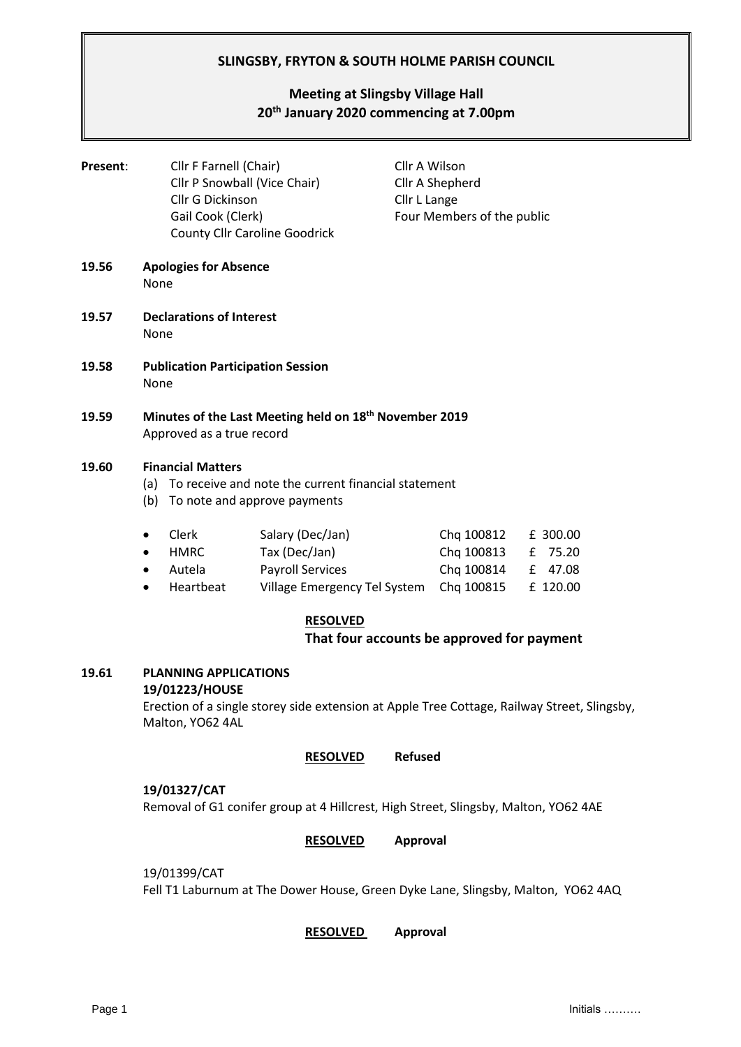# SLINGSBY, FRYTON & SOUTH HOLME PARISH COUNCIL

## Meeting at Slingsby Village Hall
## 20th January 2020 commencing at 7.00pm

**Present**:

Cllr F Farnell (Chair)
Cllr P Snowball (Vice Chair)
Cllr G Dickinson
Gail Cook (Clerk)
County Cllr Caroline Goodrick
Cllr A Wilson
Cllr A Shepherd
Cllr L Lange
Four Members of the public

**19.56 Apologies for Absence**

None

**19.57 Declarations of Interest**

None

**19.58 Publication Participation Session**

None

**19.59 Minutes of the Last Meeting held on 18th November 2019**

Approved as a true record

**19.60 Financial Matters**

(a) To receive and note the current financial statement
(b) To note and approve payments

| | | | |
|---|---|---|---|
| • Clerk | Salary (Dec/Jan) | Chq 100812 | £ 300.00 |
| • HMRC | Tax (Dec/Jan) | Chq 100813 | £ 75.20 |
| • Autela | Payroll Services | Chq 100814 | £ 47.08 |
| • Heartbeat | Village Emergency Tel System | Chq 100815 | £ 120.00 |

**RESOLVED**

**That four accounts be approved for payment**

**19.61 PLANNING APPLICATIONS**

**19/01223/HOUSE**

Erection of a single storey side extension at Apple Tree Cottage, Railway Street, Slingsby, Malton, YO62 4AL

**RESOLVED** **Refused**

**19/01327/CAT**

Removal of G1 conifer group at 4 Hillcrest, High Street, Slingsby, Malton, YO62 4AE

**RESOLVED** **Approval**

19/01399/CAT

Fell T1 Laburnum at The Dower House, Green Dyke Lane, Slingsby, Malton, YO62 4AQ

**RESOLVED** **Approval**

Initials ……….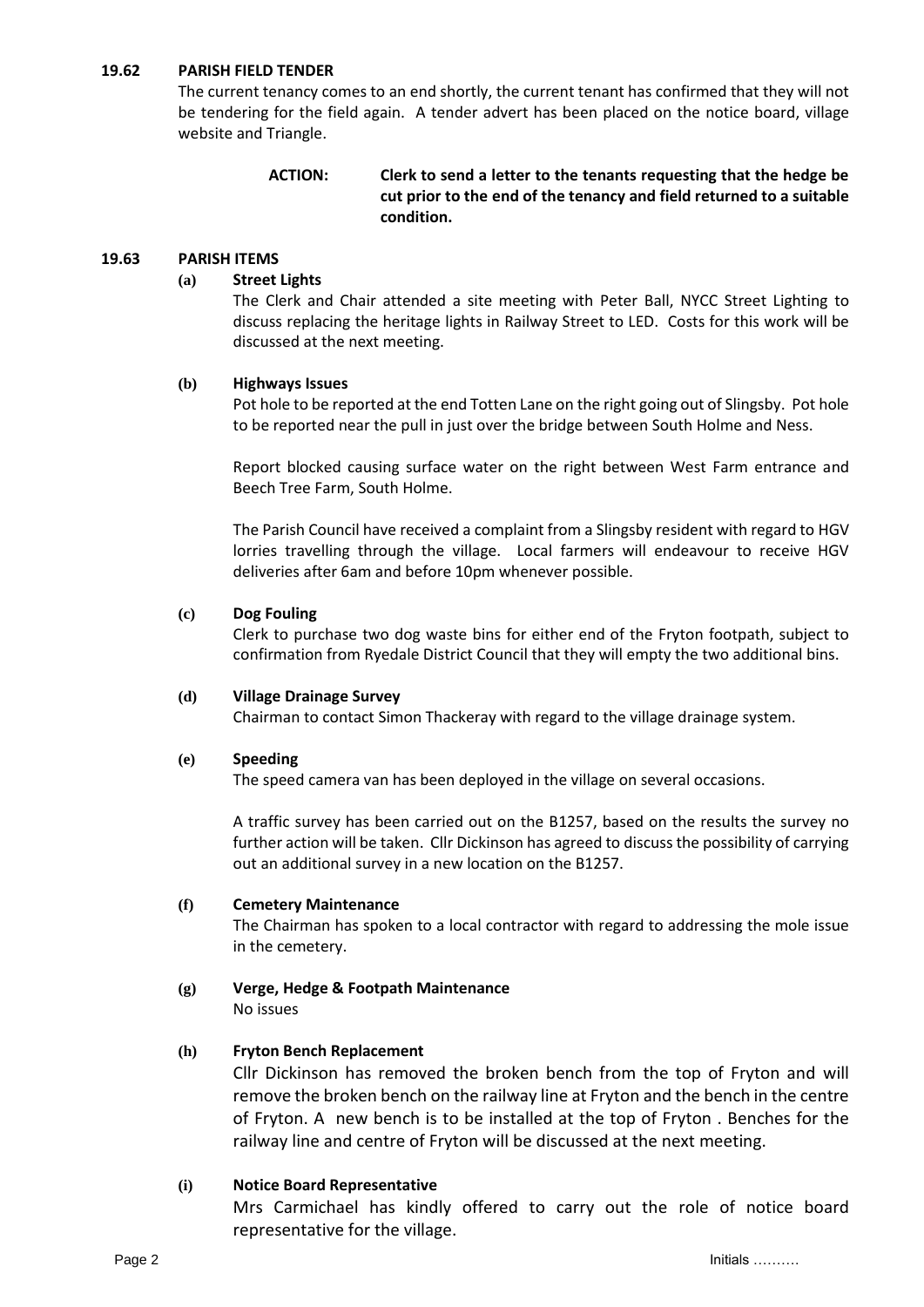**19.62 PARISH FIELD TENDER**

The current tenancy comes to an end shortly, the current tenant has confirmed that they will not be tendering for the field again. A tender advert has been placed on the notice board, village website and Triangle.

**ACTION: Clerk to send a letter to the tenants requesting that the hedge be cut prior to the end of the tenancy and field returned to a suitable condition.**

**19.63 PARISH ITEMS**

**(a) Street Lights**

The Clerk and Chair attended a site meeting with Peter Ball, NYCC Street Lighting to discuss replacing the heritage lights in Railway Street to LED. Costs for this work will be discussed at the next meeting.

**(b) Highways Issues**

Pot hole to be reported at the end Totten Lane on the right going out of Slingsby. Pot hole to be reported near the pull in just over the bridge between South Holme and Ness.

Report blocked causing surface water on the right between West Farm entrance and Beech Tree Farm, South Holme.

The Parish Council have received a complaint from a Slingsby resident with regard to HGV lorries travelling through the village. Local farmers will endeavour to receive HGV deliveries after 6am and before 10pm whenever possible.

**(c) Dog Fouling**

Clerk to purchase two dog waste bins for either end of the Fryton footpath, subject to confirmation from Ryedale District Council that they will empty the two additional bins.

**(d) Village Drainage Survey**

Chairman to contact Simon Thackeray with regard to the village drainage system.

**(e) Speeding**

The speed camera van has been deployed in the village on several occasions.

A traffic survey has been carried out on the B1257, based on the results the survey no further action will be taken. Cllr Dickinson has agreed to discuss the possibility of carrying out an additional survey in a new location on the B1257.

**(f) Cemetery Maintenance**

The Chairman has spoken to a local contractor with regard to addressing the mole issue in the cemetery.

**(g) Verge, Hedge & Footpath Maintenance**

No issues

**(h) Fryton Bench Replacement**

Cllr Dickinson has removed the broken bench from the top of Fryton and will remove the broken bench on the railway line at Fryton and the bench in the centre of Fryton. A new bench is to be installed at the top of Fryton . Benches for the railway line and centre of Fryton will be discussed at the next meeting.

**(i) Notice Board Representative**

Mrs Carmichael has kindly offered to carry out the role of notice board representative for the village.

Initials ……….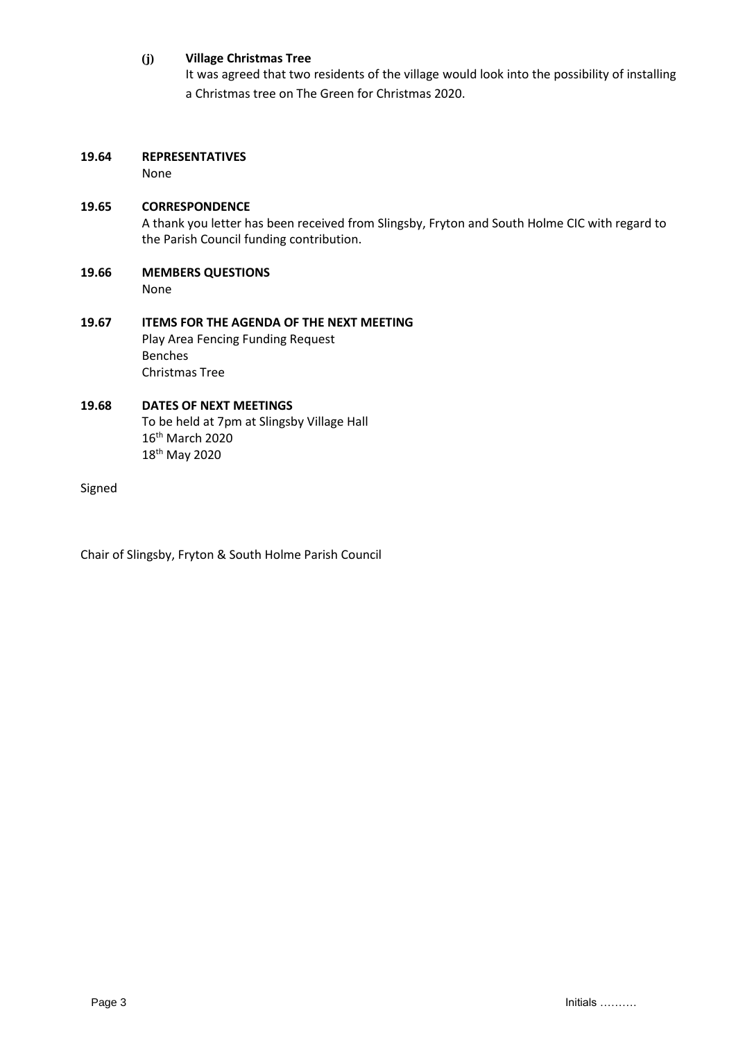**(j) Village Christmas Tree**

It was agreed that two residents of the village would look into the possibility of installing a Christmas tree on The Green for Christmas 2020.

**19.64 REPRESENTATIVES**

None

**19.65 CORRESPONDENCE**

A thank you letter has been received from Slingsby, Fryton and South Holme CIC with regard to the Parish Council funding contribution.

**19.66 MEMBERS QUESTIONS**

None

**19.67 ITEMS FOR THE AGENDA OF THE NEXT MEETING**

Play Area Fencing Funding Request
Benches
Christmas Tree

**19.68 DATES OF NEXT MEETINGS**

To be held at 7pm at Slingsby Village Hall
16th March 2020
18th May 2020

Signed

Chair of Slingsby, Fryton & South Holme Parish Council

Initials ……….